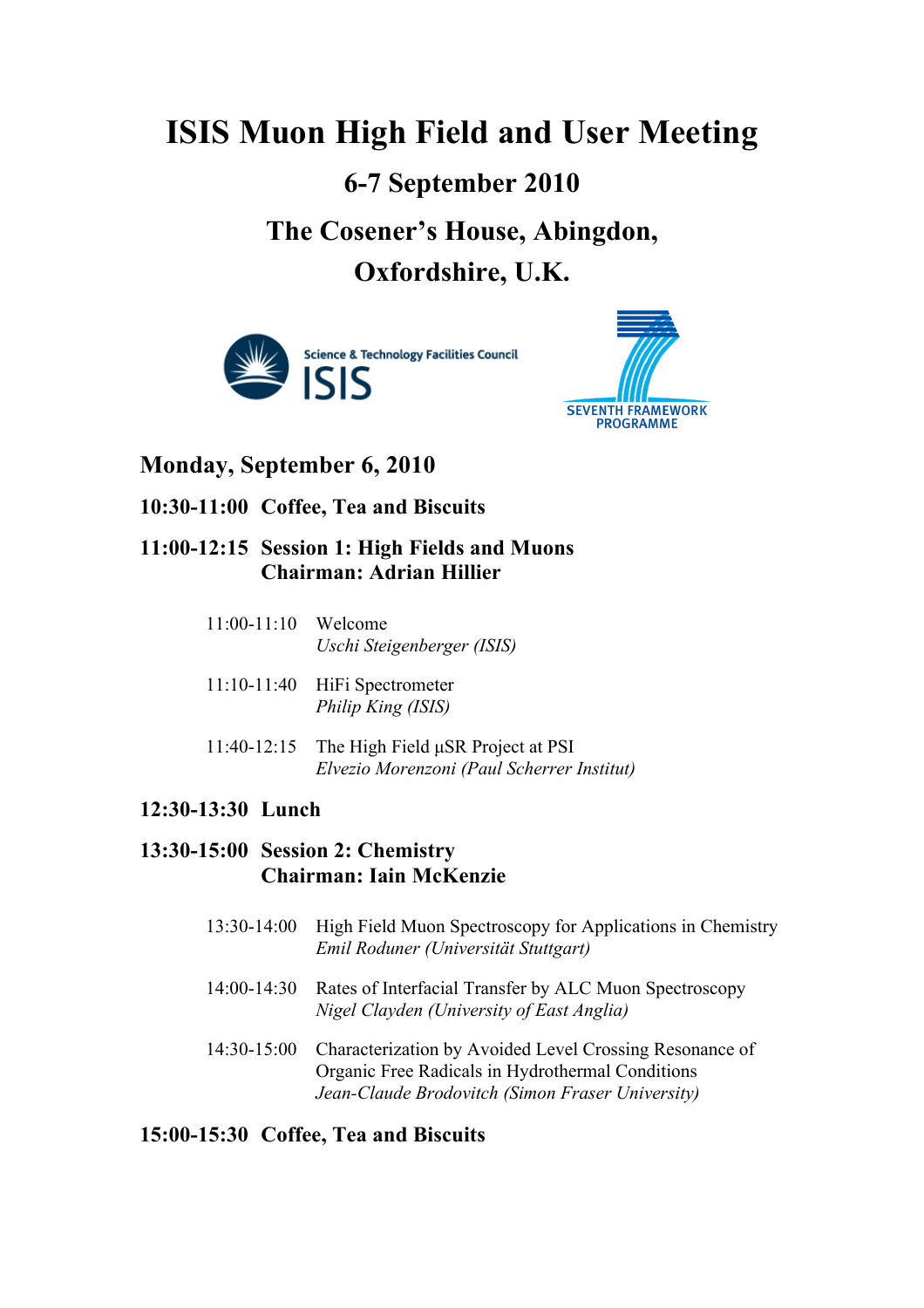# ISIS Muon High Field and User Meeting

## 6-7 September 2010

## The Cosener's House, Abingdon, Oxfordshire, U.K.

### Monday, September 6, 2010

**10:30-11:00 Coffee, Tea and Biscuits**

**11:00-12:15 Session 1: High Fields and Muons**
**Chairman: Adrian Hillier**

11:00-11:10 Welcome
*Uschi Steigenberger (ISIS)*

11:10-11:40 HiFi Spectrometer
*Philip King (ISIS)*

11:40-12:15 The High Field μSR Project at PSI
*Elvezio Morenzoni (Paul Scherrer Institut)*

**12:30-13:30 Lunch**

**13:30-15:00 Session 2: Chemistry**
**Chairman: Iain McKenzie**

13:30-14:00 High Field Muon Spectroscopy for Applications in Chemistry
*Emil Roduner (Universität Stuttgart)*

14:00-14:30 Rates of Interfacial Transfer by ALC Muon Spectroscopy
*Nigel Clayden (University of East Anglia)*

14:30-15:00 Characterization by Avoided Level Crossing Resonance of Organic Free Radicals in Hydrothermal Conditions
*Jean-Claude Brodovitch (Simon Fraser University)*

**15:00-15:30 Coffee, Tea and Biscuits**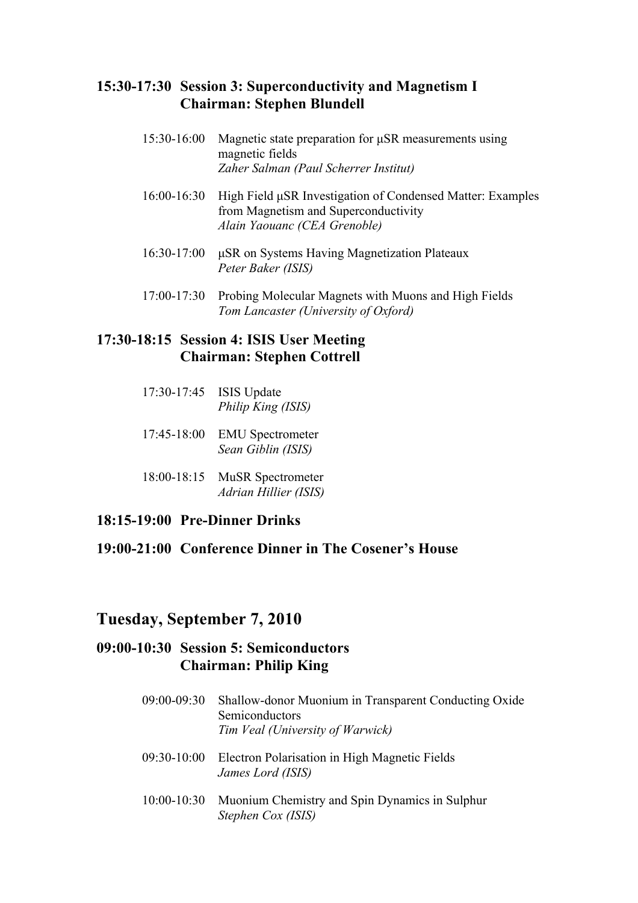### 15:30-17:30 Session 3: Superconductivity and Magnetism I
### Chairman: Stephen Blundell

15:30-16:00 Magnetic state preparation for μSR measurements using magnetic fields
*Zaher Salman (Paul Scherrer Institut)*

16:00-16:30 High Field μSR Investigation of Condensed Matter: Examples from Magnetism and Superconductivity
*Alain Yaouanc (CEA Grenoble)*

16:30-17:00 μSR on Systems Having Magnetization Plateaux
*Peter Baker (ISIS)*

17:00-17:30 Probing Molecular Magnets with Muons and High Fields
*Tom Lancaster (University of Oxford)*

### 17:30-18:15 Session 4: ISIS User Meeting
### Chairman: Stephen Cottrell

17:30-17:45 ISIS Update
*Philip King (ISIS)*

17:45-18:00 EMU Spectrometer
*Sean Giblin (ISIS)*

18:00-18:15 MuSR Spectrometer
*Adrian Hillier (ISIS)*

### 18:15-19:00 Pre-Dinner Drinks

### 19:00-21:00 Conference Dinner in The Cosener's House

## Tuesday, September 7, 2010

### 09:00-10:30 Session 5: Semiconductors
### Chairman: Philip King

09:00-09:30 Shallow-donor Muonium in Transparent Conducting Oxide Semiconductors
*Tim Veal (University of Warwick)*

09:30-10:00 Electron Polarisation in High Magnetic Fields
*James Lord (ISIS)*

10:00-10:30 Muonium Chemistry and Spin Dynamics in Sulphur
*Stephen Cox (ISIS)*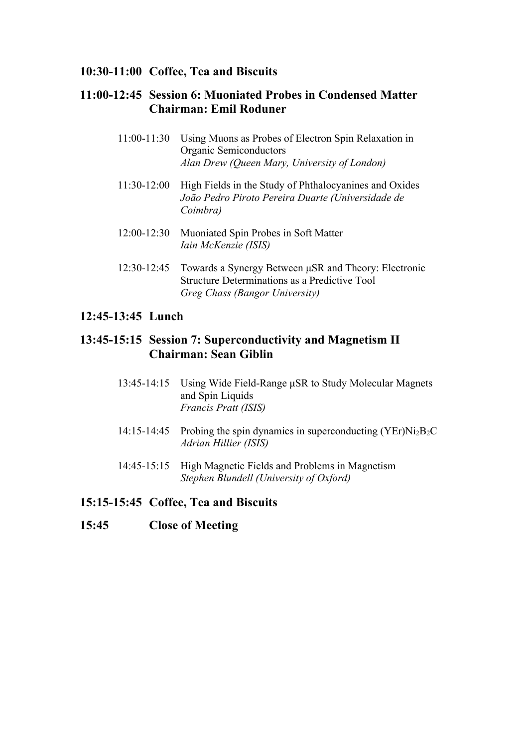**10:30-11:00 Coffee, Tea and Biscuits**

**11:00-12:45 Session 6: Muoniated Probes in Condensed Matter**
**Chairman: Emil Roduner**

11:00-11:30 Using Muons as Probes of Electron Spin Relaxation in Organic Semiconductors
*Alan Drew (Queen Mary, University of London)*

11:30-12:00 High Fields in the Study of Phthalocyanines and Oxides
*João Pedro Piroto Pereira Duarte (Universidade de Coimbra)*

12:00-12:30 Muoniated Spin Probes in Soft Matter
*Iain McKenzie (ISIS)*

12:30-12:45 Towards a Synergy Between μSR and Theory: Electronic Structure Determinations as a Predictive Tool
*Greg Chass (Bangor University)*

**12:45-13:45 Lunch**

**13:45-15:15 Session 7: Superconductivity and Magnetism II**
**Chairman: Sean Giblin**

13:45-14:15 Using Wide Field-Range μSR to Study Molecular Magnets and Spin Liquids
*Francis Pratt (ISIS)*

14:15-14:45 Probing the spin dynamics in superconducting $(YEr)Ni_2B_2C$
*Adrian Hillier (ISIS)*

14:45-15:15 High Magnetic Fields and Problems in Magnetism
*Stephen Blundell (University of Oxford)*

**15:15-15:45 Coffee, Tea and Biscuits**

**15:45 Close of Meeting**